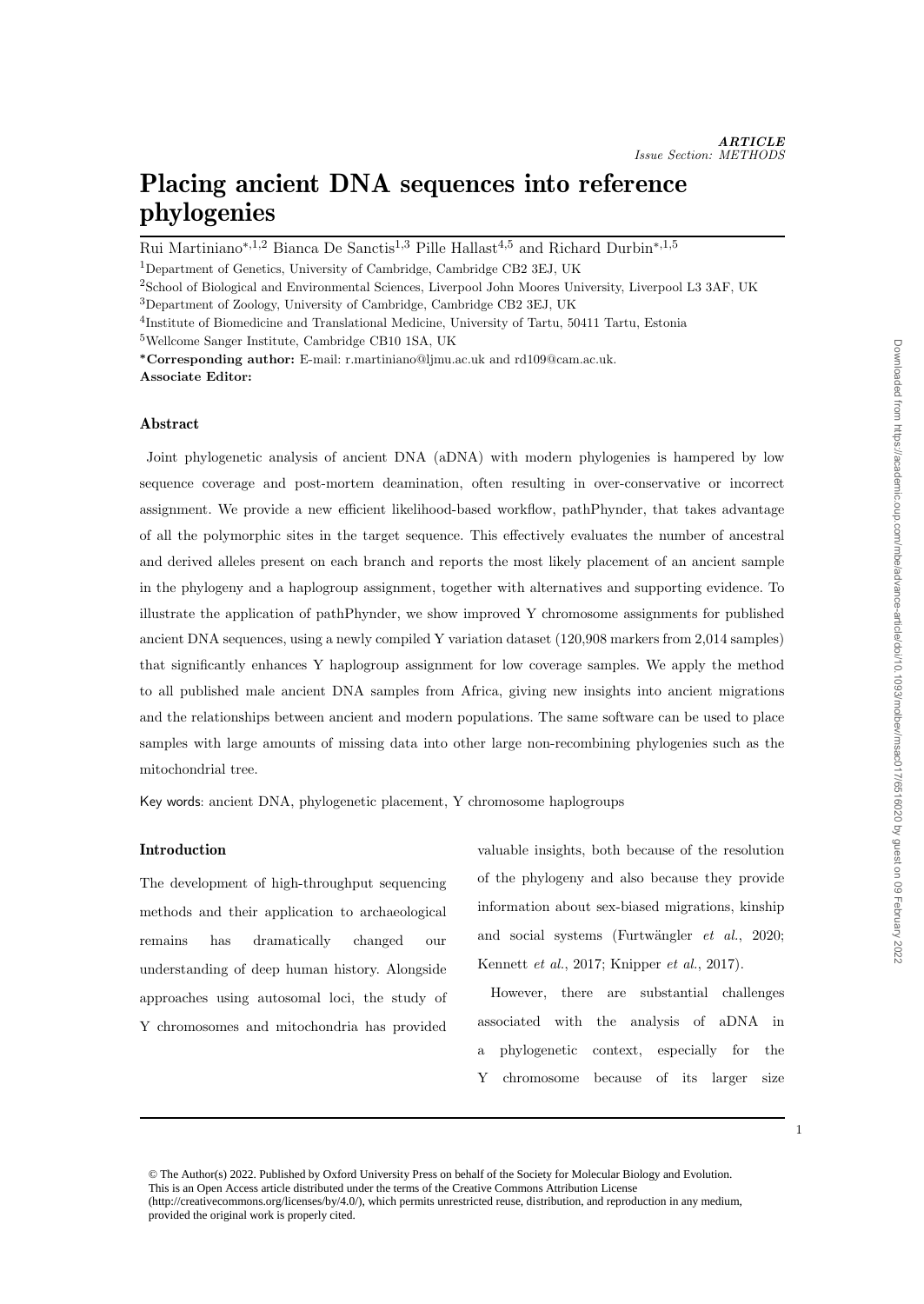**ARTICLE**
*Issue Section: METHODS*

# Placing ancient DNA sequences into reference phylogenies

Rui Martiniano*[1,2] Bianca De Sanctis[1,3] Pille Hallast[4,5] and Richard Durbin*[1,5]

[1]Department of Genetics, University of Cambridge, Cambridge CB2 3EJ, UK
[2]School of Biological and Environmental Sciences, Liverpool John Moores University, Liverpool L3 3AF, UK
[3]Department of Zoology, University of Cambridge, Cambridge CB2 3EJ, UK
[4]Institute of Biomedicine and Translational Medicine, University of Tartu, 50411 Tartu, Estonia
[5]Wellcome Sanger Institute, Cambridge CB10 1SA, UK

***Corresponding author:** E-mail: r.martiniano@ljmu.ac.uk and rd109@cam.ac.uk.
**Associate Editor:**

## Abstract

Joint phylogenetic analysis of ancient DNA (aDNA) with modern phylogenies is hampered by low sequence coverage and post-mortem deamination, often resulting in over-conservative or incorrect assignment. We provide a new efficient likelihood-based workflow, pathPhynder, that takes advantage of all the polymorphic sites in the target sequence. This effectively evaluates the number of ancestral and derived alleles present on each branch and reports the most likely placement of an ancient sample in the phylogeny and a haplogroup assignment, together with alternatives and supporting evidence. To illustrate the application of pathPhynder, we show improved Y chromosome assignments for published ancient DNA sequences, using a newly compiled Y variation dataset (120,908 markers from 2,014 samples) that significantly enhances Y haplogroup assignment for low coverage samples. We apply the method to all published male ancient DNA samples from Africa, giving new insights into ancient migrations and the relationships between ancient and modern populations. The same software can be used to place samples with large amounts of missing data into other large non-recombining phylogenies such as the mitochondrial tree.

Key words: ancient DNA, phylogenetic placement, Y chromosome haplogroups

## Introduction

The development of high-throughput sequencing methods and their application to archaeological remains has dramatically changed our understanding of deep human history. Alongside approaches using autosomal loci, the study of Y chromosomes and mitochondria has provided valuable insights, both because of the resolution of the phylogeny and also because they provide information about sex-biased migrations, kinship and social systems (Furtwängler *et al.*, 2020; Kennett *et al.*, 2017; Knipper *et al.*, 2017).

However, there are substantial challenges associated with the analysis of aDNA in a phylogenetic context, especially for the Y chromosome because of its larger size

© The Author(s) 2022. Published by Oxford University Press on behalf of the Society for Molecular Biology and Evolution. This is an Open Access article distributed under the terms of the Creative Commons Attribution License (http://creativecommons.org/licenses/by/4.0/), which permits unrestricted reuse, distribution, and reproduction in any medium, provided the original work is properly cited.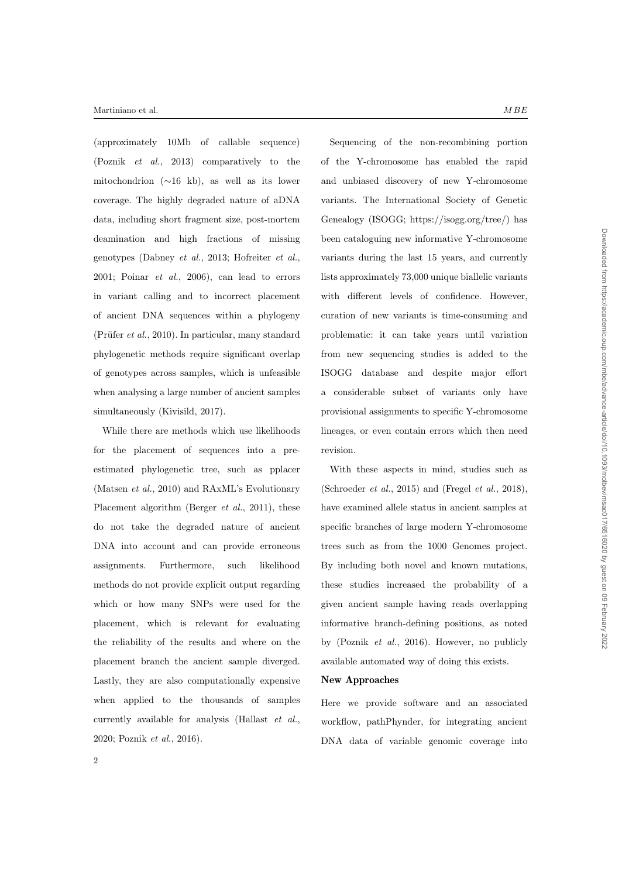(approximately 10Mb of callable sequence) (Poznik *et al.*, 2013) comparatively to the mitochondrion (∼16 kb), as well as its lower coverage. The highly degraded nature of aDNA data, including short fragment size, post-mortem deamination and high fractions of missing genotypes (Dabney *et al.*, 2013; Hofreiter *et al.*, 2001; Poinar *et al.*, 2006), can lead to errors in variant calling and to incorrect placement of ancient DNA sequences within a phylogeny (Prüfer *et al.*, 2010). In particular, many standard phylogenetic methods require significant overlap of genotypes across samples, which is unfeasible when analysing a large number of ancient samples simultaneously (Kivisild, 2017).

While there are methods which use likelihoods for the placement of sequences into a pre-estimated phylogenetic tree, such as pplacer (Matsen *et al.*, 2010) and RAxML's Evolutionary Placement algorithm (Berger *et al.*, 2011), these do not take the degraded nature of ancient DNA into account and can provide erroneous assignments. Furthermore, such likelihood methods do not provide explicit output regarding which or how many SNPs were used for the placement, which is relevant for evaluating the reliability of the results and where on the placement branch the ancient sample diverged. Lastly, they are also computationally expensive when applied to the thousands of samples currently available for analysis (Hallast *et al.*, 2020; Poznik *et al.*, 2016).

Sequencing of the non-recombining portion of the Y-chromosome has enabled the rapid and unbiased discovery of new Y-chromosome variants. The International Society of Genetic Genealogy (ISOGG; https://isogg.org/tree/) has been cataloguing new informative Y-chromosome variants during the last 15 years, and currently lists approximately 73,000 unique biallelic variants with different levels of confidence. However, curation of new variants is time-consuming and problematic: it can take years until variation from new sequencing studies is added to the ISOGG database and despite major effort a considerable subset of variants only have provisional assignments to specific Y-chromosome lineages, or even contain errors which then need revision.

With these aspects in mind, studies such as (Schroeder *et al.*, 2015) and (Fregel *et al.*, 2018), have examined allele status in ancient samples at specific branches of large modern Y-chromosome trees such as from the 1000 Genomes project. By including both novel and known mutations, these studies increased the probability of a given ancient sample having reads overlapping informative branch-defining positions, as noted by (Poznik *et al.*, 2016). However, no publicly available automated way of doing this exists.

## New Approaches

Here we provide software and an associated workflow, pathPhynder, for integrating ancient DNA data of variable genomic coverage into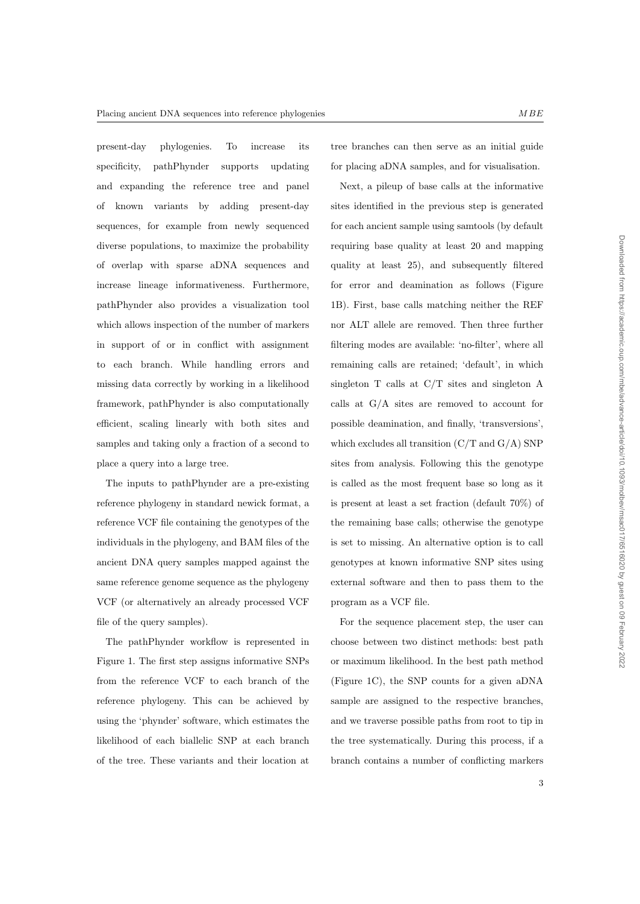present-day phylogenies. To increase its specificity, pathPhynder supports updating and expanding the reference tree and panel of known variants by adding present-day sequences, for example from newly sequenced diverse populations, to maximize the probability of overlap with sparse aDNA sequences and increase lineage informativeness. Furthermore, pathPhynder also provides a visualization tool which allows inspection of the number of markers in support of or in conflict with assignment to each branch. While handling errors and missing data correctly by working in a likelihood framework, pathPhynder is also computationally efficient, scaling linearly with both sites and samples and taking only a fraction of a second to place a query into a large tree.

The inputs to pathPhynder are a pre-existing reference phylogeny in standard newick format, a reference VCF file containing the genotypes of the individuals in the phylogeny, and BAM files of the ancient DNA query samples mapped against the same reference genome sequence as the phylogeny VCF (or alternatively an already processed VCF file of the query samples).

The pathPhynder workflow is represented in Figure 1. The first step assigns informative SNPs from the reference VCF to each branch of the reference phylogeny. This can be achieved by using the 'phynder' software, which estimates the likelihood of each biallelic SNP at each branch of the tree. These variants and their location at tree branches can then serve as an initial guide for placing aDNA samples, and for visualisation.

Next, a pileup of base calls at the informative sites identified in the previous step is generated for each ancient sample using samtools (by default requiring base quality at least 20 and mapping quality at least 25), and subsequently filtered for error and deamination as follows (Figure 1B). First, base calls matching neither the REF nor ALT allele are removed. Then three further filtering modes are available: 'no-filter', where all remaining calls are retained; 'default', in which singleton T calls at C/T sites and singleton A calls at G/A sites are removed to account for possible deamination, and finally, 'transversions', which excludes all transition (C/T and G/A) SNP sites from analysis. Following this the genotype is called as the most frequent base so long as it is present at least a set fraction (default 70%) of the remaining base calls; otherwise the genotype is set to missing. An alternative option is to call genotypes at known informative SNP sites using external software and then to pass them to the program as a VCF file.

For the sequence placement step, the user can choose between two distinct methods: best path or maximum likelihood. In the best path method (Figure 1C), the SNP counts for a given aDNA sample are assigned to the respective branches, and we traverse possible paths from root to tip in the tree systematically. During this process, if a branch contains a number of conflicting markers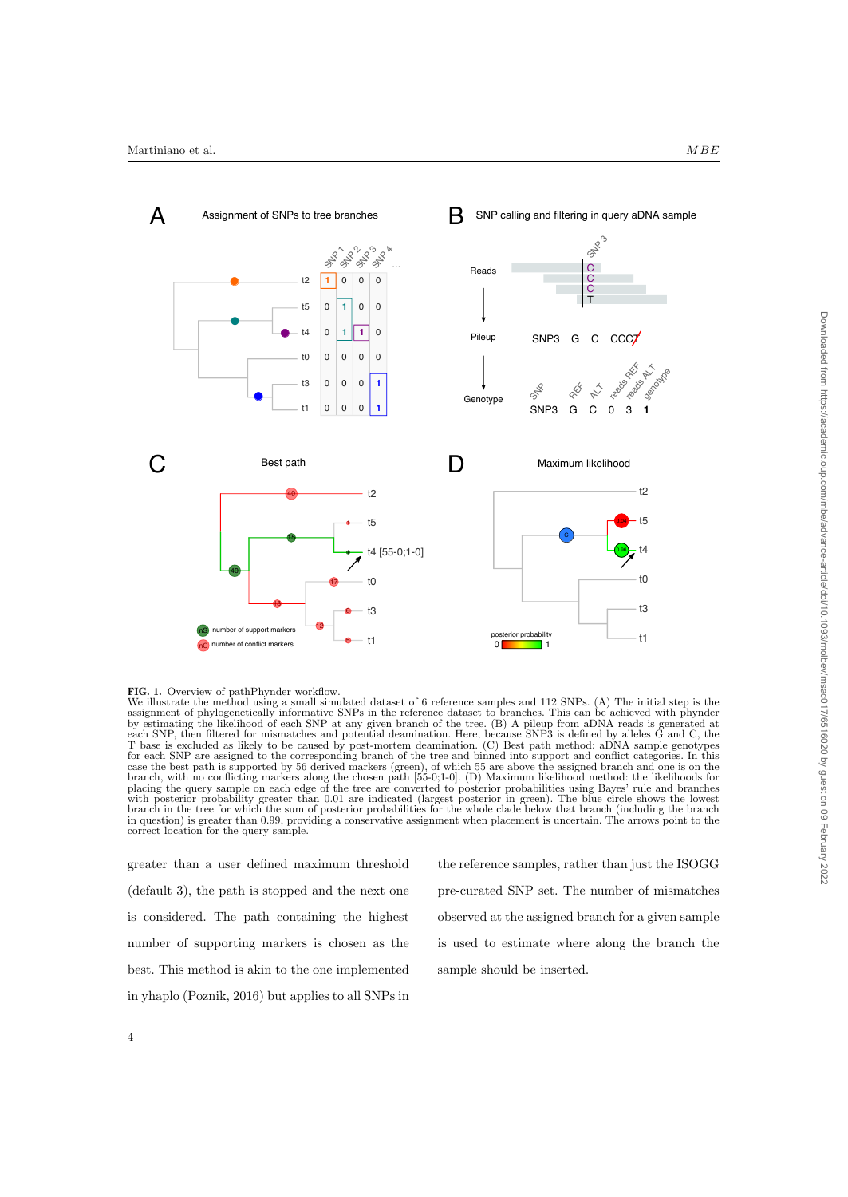**FIG. 1.** Overview of pathPhynder workflow.
We illustrate the method using a small simulated dataset of 6 reference samples and 112 SNPs. (A) The initial step is the assignment of phylogenetically informative SNPs in the reference dataset to branches. This can be achieved with phynder by estimating the likelihood of each SNP at any given branch of the tree. (B) A pileup from aDNA reads is generated at each SNP, then filtered for mismatches and potential deamination. Here, because SNP3 is defined by alleles G and C, the T base is excluded as likely to be caused by post-mortem deamination. (C) Best path method: aDNA sample genotypes for each SNP are assigned to the corresponding branch of the tree and binned into support and conflict categories. In this case the best path is supported by 56 derived markers (green), of which 55 are above the assigned branch and one is on the branch, with no conflicting markers along the chosen path [55-0;1-0]. (D) Maximum likelihood method: the likelihoods for placing the query sample on each edge of the tree are converted to posterior probabilities using Bayes' rule and branches with posterior probability greater than 0.01 are indicated (largest posterior in green). The blue circle shows the lowest branch in the tree for which the sum of posterior probabilities for the whole clade below that branch (including the branch in question) is greater than 0.99, providing a conservative assignment when placement is uncertain. The arrows point to the correct location for the query sample.

greater than a user defined maximum threshold (default 3), the path is stopped and the next one is considered. The path containing the highest number of supporting markers is chosen as the best. This method is akin to the one implemented in yhaplo (Poznik, 2016) but applies to all SNPs in the reference samples, rather than just the ISOGG pre-curated SNP set. The number of mismatches observed at the assigned branch for a given sample is used to estimate where along the branch the sample should be inserted.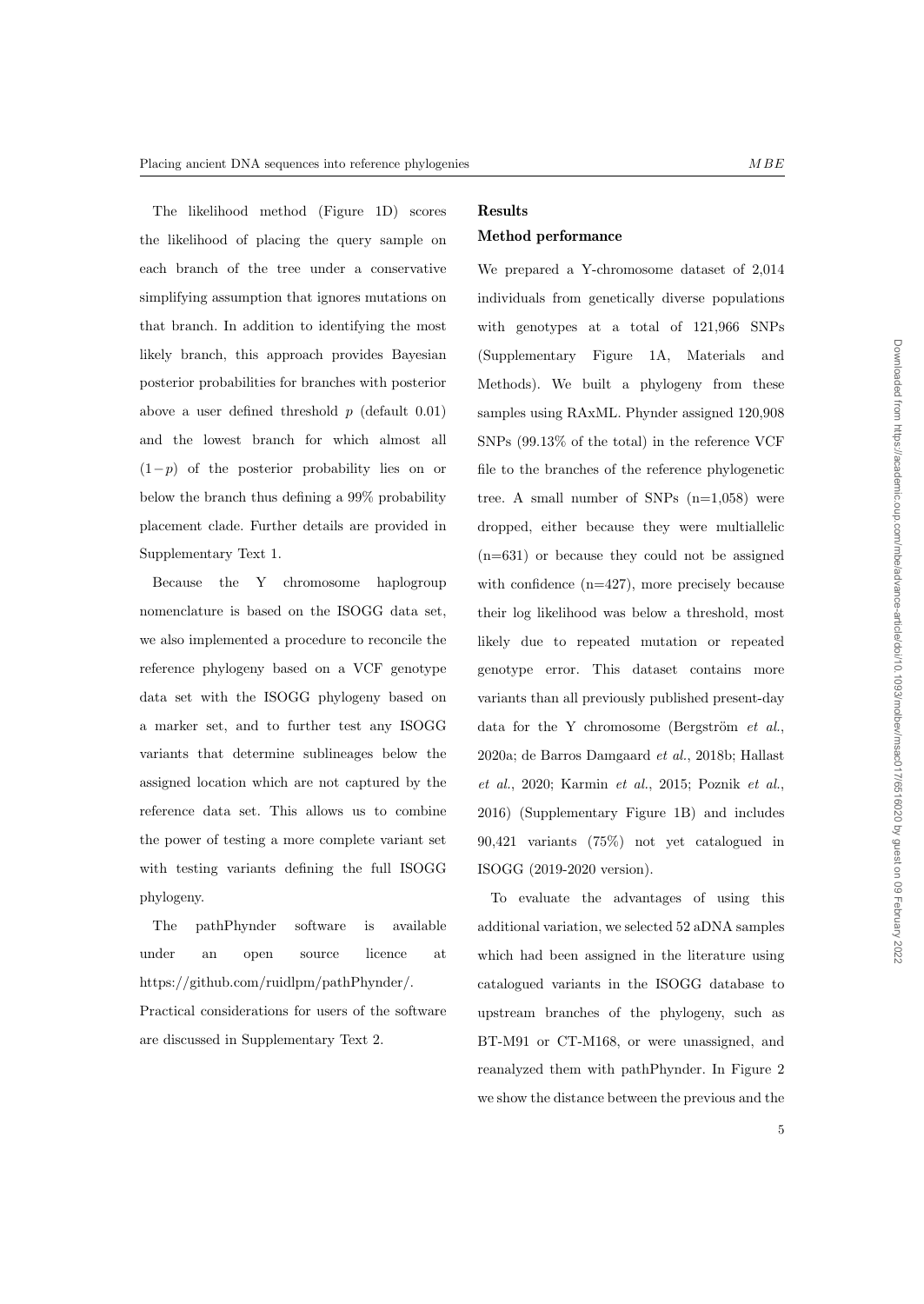The likelihood method (Figure 1D) scores the likelihood of placing the query sample on each branch of the tree under a conservative simplifying assumption that ignores mutations on that branch. In addition to identifying the most likely branch, this approach provides Bayesian posterior probabilities for branches with posterior above a user defined threshold $p$ (default 0.01) and the lowest branch for which almost all $(1-p)$ of the posterior probability lies on or below the branch thus defining a 99% probability placement clade. Further details are provided in Supplementary Text 1.

Because the Y chromosome haplogroup nomenclature is based on the ISOGG data set, we also implemented a procedure to reconcile the reference phylogeny based on a VCF genotype data set with the ISOGG phylogeny based on a marker set, and to further test any ISOGG variants that determine sublineages below the assigned location which are not captured by the reference data set. This allows us to combine the power of testing a more complete variant set with testing variants defining the full ISOGG phylogeny.

The pathPhynder software is available under an open source licence at https://github.com/ruidlpm/pathPhynder/. Practical considerations for users of the software are discussed in Supplementary Text 2.

## Results

### Method performance

We prepared a Y-chromosome dataset of 2,014 individuals from genetically diverse populations with genotypes at a total of 121,966 SNPs (Supplementary Figure 1A, Materials and Methods). We built a phylogeny from these samples using RAxML. Phynder assigned 120,908 SNPs (99.13% of the total) in the reference VCF file to the branches of the reference phylogenetic tree. A small number of SNPs (n=1,058) were dropped, either because they were multiallelic (n=631) or because they could not be assigned with confidence (n=427), more precisely because their log likelihood was below a threshold, most likely due to repeated mutation or repeated genotype error. This dataset contains more variants than all previously published present-day data for the Y chromosome (Bergström *et al.*, 2020a; de Barros Damgaard *et al.*, 2018b; Hallast *et al.*, 2020; Karmin *et al.*, 2015; Poznik *et al.*, 2016) (Supplementary Figure 1B) and includes 90,421 variants (75%) not yet catalogued in ISOGG (2019-2020 version).

To evaluate the advantages of using this additional variation, we selected 52 aDNA samples which had been assigned in the literature using catalogued variants in the ISOGG database to upstream branches of the phylogeny, such as BT-M91 or CT-M168, or were unassigned, and reanalyzed them with pathPhynder. In Figure 2 we show the distance between the previous and the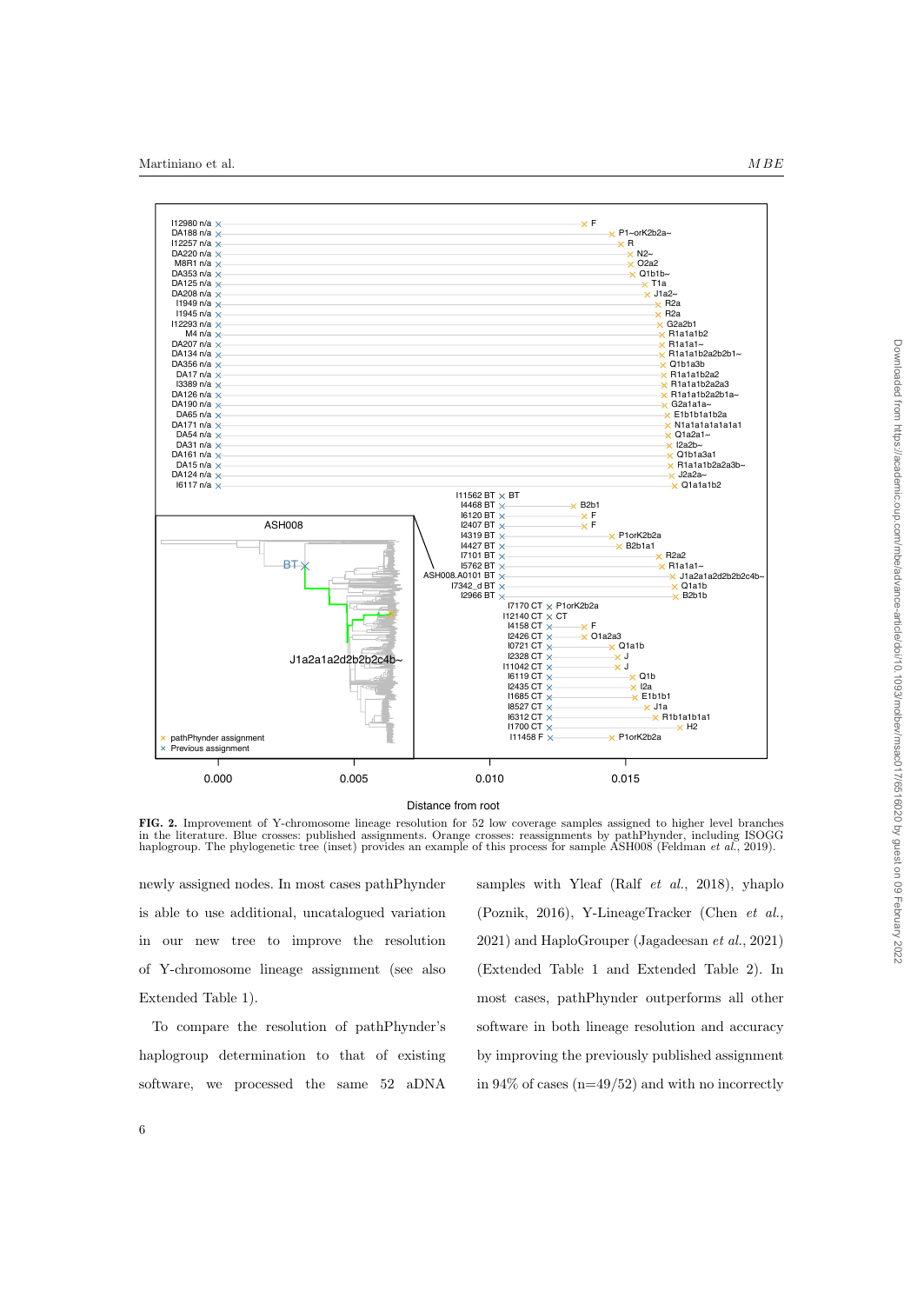**FIG. 2.** Improvement of Y-chromosome lineage resolution for 52 low coverage samples assigned to higher level branches in the literature. Blue crosses: published assignments. Orange crosses: reassignments by pathPhynder, including ISOGG haplogroup. The phylogenetic tree (inset) provides an example of this process for sample ASH008 (Feldman *et al.*, 2019).

newly assigned nodes. In most cases pathPhynder is able to use additional, uncatalogued variation in our new tree to improve the resolution of Y-chromosome lineage assignment (see also Extended Table 1).

To compare the resolution of pathPhynder's haplogroup determination to that of existing software, we processed the same 52 aDNA samples with Yleaf (Ralf *et al.*, 2018), yhaplo (Poznik, 2016), Y-LineageTracker (Chen *et al.*, 2021) and HaploGrouper (Jagadeesan *et al.*, 2021) (Extended Table 1 and Extended Table 2). In most cases, pathPhynder outperforms all other software in both lineage resolution and accuracy by improving the previously published assignment in 94% of cases (n=49/52) and with no incorrectly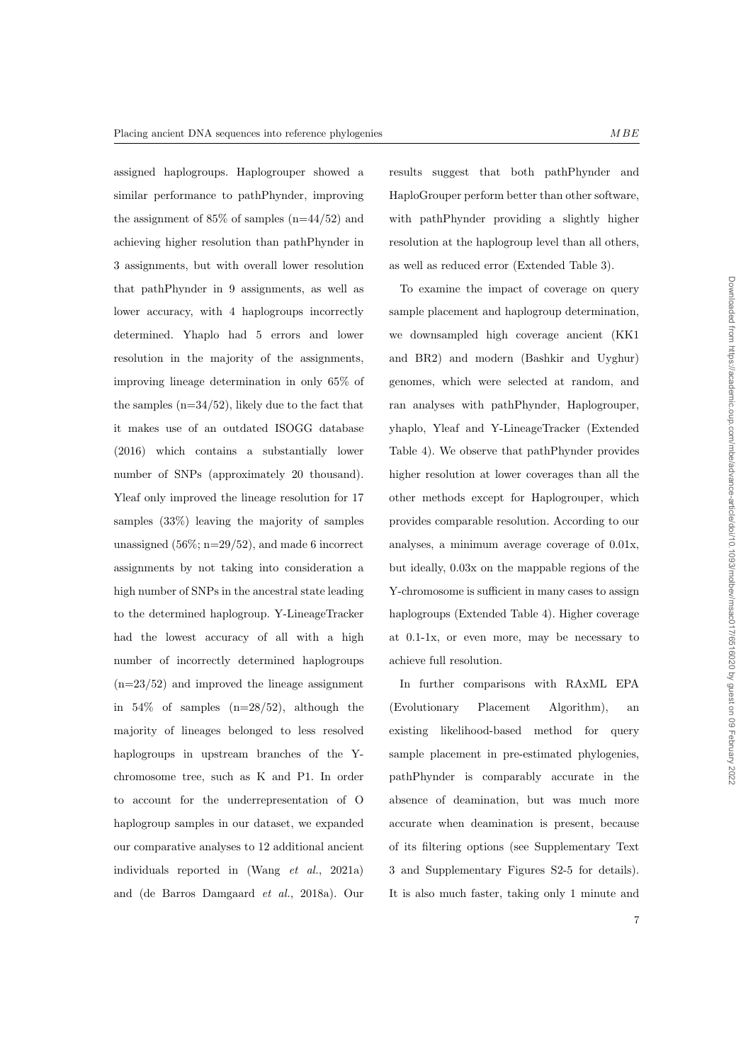assigned haplogroups. Haplogrouper showed a similar performance to pathPhynder, improving the assignment of 85% of samples (n=44/52) and achieving higher resolution than pathPhynder in 3 assignments, but with overall lower resolution that pathPhynder in 9 assignments, as well as lower accuracy, with 4 haplogroups incorrectly determined. Yhaplo had 5 errors and lower resolution in the majority of the assignments, improving lineage determination in only 65% of the samples (n=34/52), likely due to the fact that it makes use of an outdated ISOGG database (2016) which contains a substantially lower number of SNPs (approximately 20 thousand). Yleaf only improved the lineage resolution for 17 samples (33%) leaving the majority of samples unassigned (56%; n=29/52), and made 6 incorrect assignments by not taking into consideration a high number of SNPs in the ancestral state leading to the determined haplogroup. Y-LineageTracker had the lowest accuracy of all with a high number of incorrectly determined haplogroups (n=23/52) and improved the lineage assignment in 54% of samples (n=28/52), although the majority of lineages belonged to less resolved haplogroups in upstream branches of the Y-chromosome tree, such as K and P1. In order to account for the underrepresentation of O haplogroup samples in our dataset, we expanded our comparative analyses to 12 additional ancient individuals reported in (Wang *et al.*, 2021a) and (de Barros Damgaard *et al.*, 2018a). Our results suggest that both pathPhynder and HaploGrouper perform better than other software, with pathPhynder providing a slightly higher resolution at the haplogroup level than all others, as well as reduced error (Extended Table 3).

To examine the impact of coverage on query sample placement and haplogroup determination, we downsampled high coverage ancient (KK1 and BR2) and modern (Bashkir and Uyghur) genomes, which were selected at random, and ran analyses with pathPhynder, Haplogrouper, yhaplo, Yleaf and Y-LineageTracker (Extended Table 4). We observe that pathPhynder provides higher resolution at lower coverages than all the other methods except for Haplogrouper, which provides comparable resolution. According to our analyses, a minimum average coverage of 0.01x, but ideally, 0.03x on the mappable regions of the Y-chromosome is sufficient in many cases to assign haplogroups (Extended Table 4). Higher coverage at 0.1-1x, or even more, may be necessary to achieve full resolution.

In further comparisons with RAxML EPA (Evolutionary Placement Algorithm), an existing likelihood-based method for query sample placement in pre-estimated phylogenies, pathPhynder is comparably accurate in the absence of deamination, but was much more accurate when deamination is present, because of its filtering options (see Supplementary Text 3 and Supplementary Figures S2-5 for details). It is also much faster, taking only 1 minute and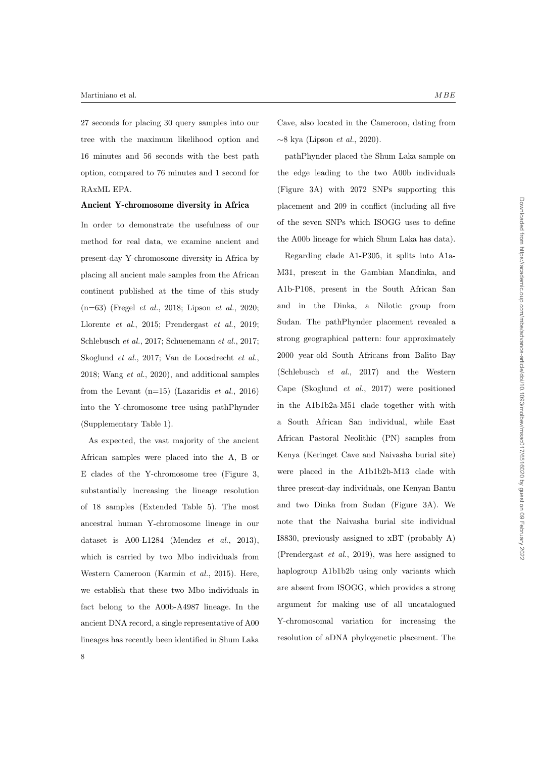27 seconds for placing 30 query samples into our tree with the maximum likelihood option and 16 minutes and 56 seconds with the best path option, compared to 76 minutes and 1 second for RAxML EPA.

### Ancient Y-chromosome diversity in Africa

In order to demonstrate the usefulness of our method for real data, we examine ancient and present-day Y-chromosome diversity in Africa by placing all ancient male samples from the African continent published at the time of this study (n=63) (Fregel *et al.*, 2018; Lipson *et al.*, 2020; Llorente *et al.*, 2015; Prendergast *et al.*, 2019; Schlebusch *et al.*, 2017; Schuenemann *et al.*, 2017; Skoglund *et al.*, 2017; Van de Loosdrecht *et al.*, 2018; Wang *et al.*, 2020), and additional samples from the Levant (n=15) (Lazaridis *et al.*, 2016) into the Y-chromosome tree using pathPhynder (Supplementary Table 1).

As expected, the vast majority of the ancient African samples were placed into the A, B or E clades of the Y-chromosome tree (Figure 3, substantially increasing the lineage resolution of 18 samples (Extended Table 5). The most ancestral human Y-chromosome lineage in our dataset is A00-L1284 (Mendez *et al.*, 2013), which is carried by two Mbo individuals from Western Cameroon (Karmin *et al.*, 2015). Here, we establish that these two Mbo individuals in fact belong to the A00b-A4987 lineage. In the ancient DNA record, a single representative of A00 lineages has recently been identified in Shum Laka Cave, also located in the Cameroon, dating from ~8 kya (Lipson *et al.*, 2020).

pathPhynder placed the Shum Laka sample on the edge leading to the two A00b individuals (Figure 3A) with 2072 SNPs supporting this placement and 209 in conflict (including all five of the seven SNPs which ISOGG uses to define the A00b lineage for which Shum Laka has data).

Regarding clade A1-P305, it splits into A1a-M31, present in the Gambian Mandinka, and A1b-P108, present in the South African San and in the Dinka, a Nilotic group from Sudan. The pathPhynder placement revealed a strong geographical pattern: four approximately 2000 year-old South Africans from Balito Bay (Schlebusch *et al.*, 2017) and the Western Cape (Skoglund *et al.*, 2017) were positioned in the A1b1b2a-M51 clade together with with a South African San individual, while East African Pastoral Neolithic (PN) samples from Kenya (Keringet Cave and Naivasha burial site) were placed in the A1b1b2b-M13 clade with three present-day individuals, one Kenyan Bantu and two Dinka from Sudan (Figure 3A). We note that the Naivasha burial site individual I8830, previously assigned to xBT (probably A) (Prendergast *et al.*, 2019), was here assigned to haplogroup A1b1b2b using only variants which are absent from ISOGG, which provides a strong argument for making use of all uncatalogued Y-chromosomal variation for increasing the resolution of aDNA phylogenetic placement. The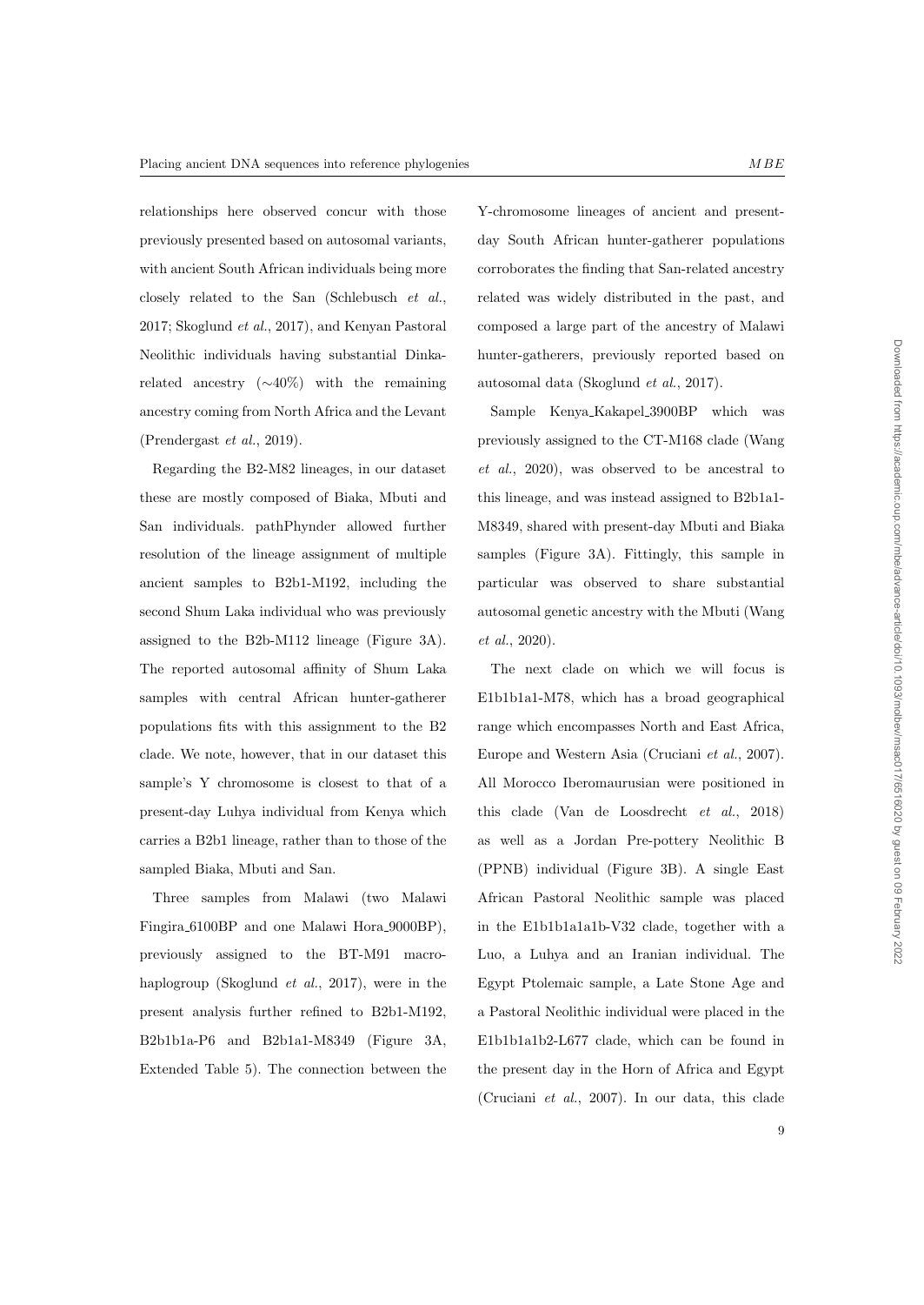relationships here observed concur with those previously presented based on autosomal variants, with ancient South African individuals being more closely related to the San (Schlebusch *et al.*, 2017; Skoglund *et al.*, 2017), and Kenyan Pastoral Neolithic individuals having substantial Dinka-related ancestry (∼40%) with the remaining ancestry coming from North Africa and the Levant (Prendergast *et al.*, 2019).

Regarding the B2-M82 lineages, in our dataset these are mostly composed of Biaka, Mbuti and San individuals. pathPhynder allowed further resolution of the lineage assignment of multiple ancient samples to B2b1-M192, including the second Shum Laka individual who was previously assigned to the B2b-M112 lineage (Figure 3A). The reported autosomal affinity of Shum Laka samples with central African hunter-gatherer populations fits with this assignment to the B2 clade. We note, however, that in our dataset this sample's Y chromosome is closest to that of a present-day Luhya individual from Kenya which carries a B2b1 lineage, rather than to those of the sampled Biaka, Mbuti and San.

Three samples from Malawi (two Malawi Fingira_6100BP and one Malawi Hora_9000BP), previously assigned to the BT-M91 macro-haplogroup (Skoglund *et al.*, 2017), were in the present analysis further refined to B2b1-M192, B2b1b1a-P6 and B2b1a1-M8349 (Figure 3A, Extended Table 5). The connection between the Y-chromosome lineages of ancient and present-day South African hunter-gatherer populations corroborates the finding that San-related ancestry related was widely distributed in the past, and composed a large part of the ancestry of Malawi hunter-gatherers, previously reported based on autosomal data (Skoglund *et al.*, 2017).

Sample Kenya_Kakapel_3900BP which was previously assigned to the CT-M168 clade (Wang *et al.*, 2020), was observed to be ancestral to this lineage, and was instead assigned to B2b1a1-M8349, shared with present-day Mbuti and Biaka samples (Figure 3A). Fittingly, this sample in particular was observed to share substantial autosomal genetic ancestry with the Mbuti (Wang *et al.*, 2020).

The next clade on which we will focus is E1b1b1a1-M78, which has a broad geographical range which encompasses North and East Africa, Europe and Western Asia (Cruciani *et al.*, 2007). All Morocco Iberomaurusian were positioned in this clade (Van de Loosdrecht *et al.*, 2018) as well as a Jordan Pre-pottery Neolithic B (PPNB) individual (Figure 3B). A single East African Pastoral Neolithic sample was placed in the E1b1b1a1a1b-V32 clade, together with a Luo, a Luhya and an Iranian individual. The Egypt Ptolemaic sample, a Late Stone Age and a Pastoral Neolithic individual were placed in the E1b1b1a1b2-L677 clade, which can be found in the present day in the Horn of Africa and Egypt (Cruciani *et al.*, 2007). In our data, this clade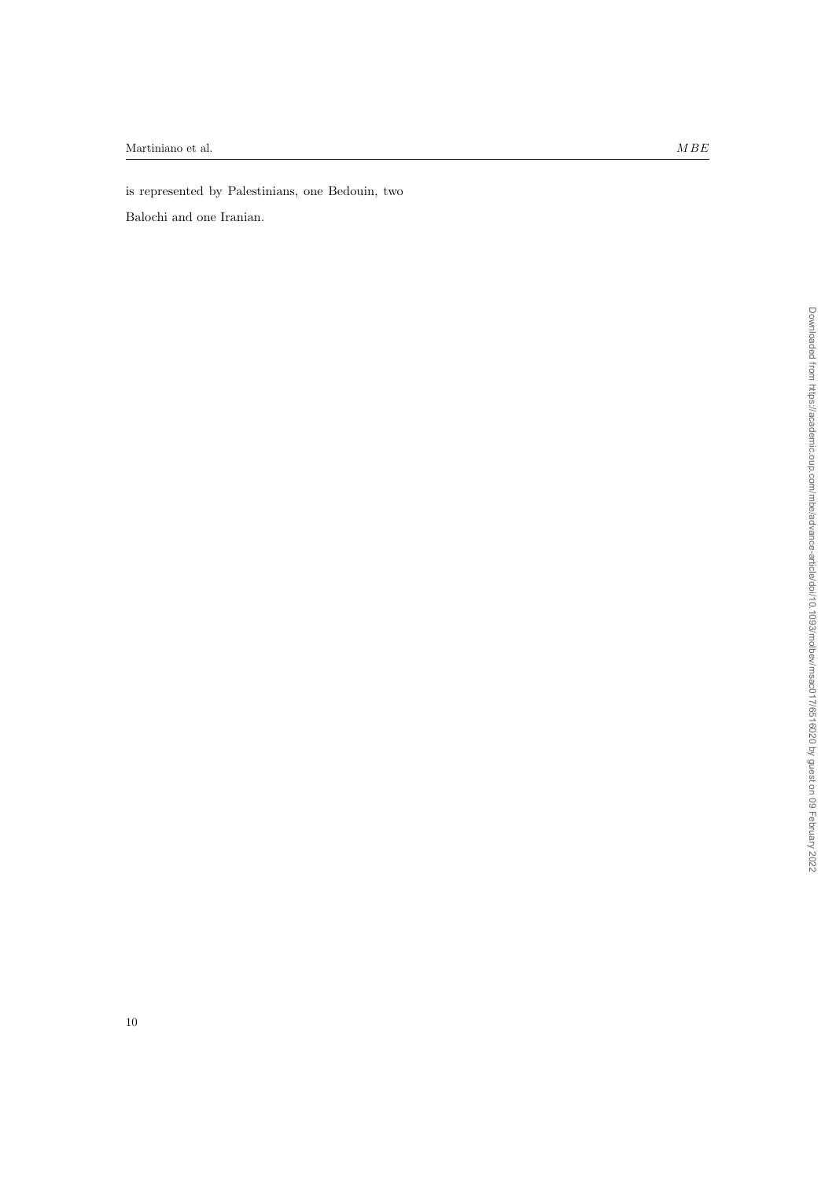is represented by Palestinians, one Bedouin, two Balochi and one Iranian.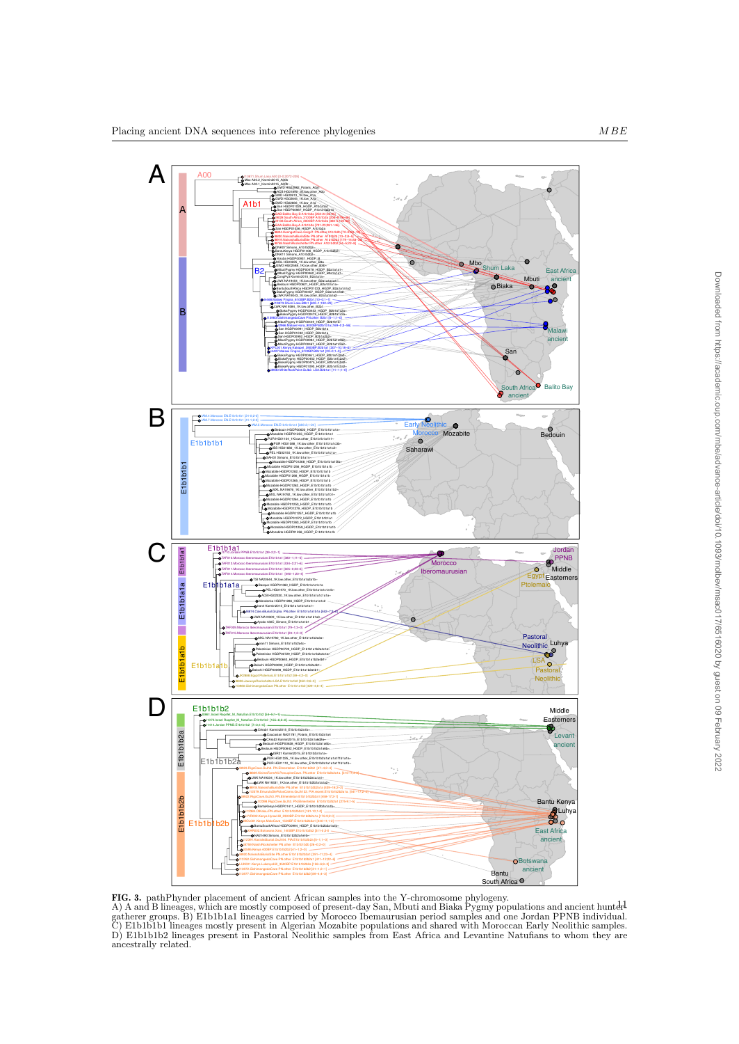**FIG. 3.** pathPhynder placement of ancient African samples into the Y-chromosome phylogeny. A) A and B lineages, which are mostly composed of present-day San, Mbuti and Biaka Pygmy populations and ancient hunter-gatherer groups. B) E1b1b1a1 lineages carried by Morocco Ibemaurusian period samples and one Jordan PPNB individual. C) E1b1b1b1 lineages mostly present in Algerian Mozabite populations and shared with Moroccan Early Neolithic samples. D) E1b1b1b2 lineages present in Pastoral Neolithic samples from East Africa and Levantine Natufians to whom they are ancestrally related.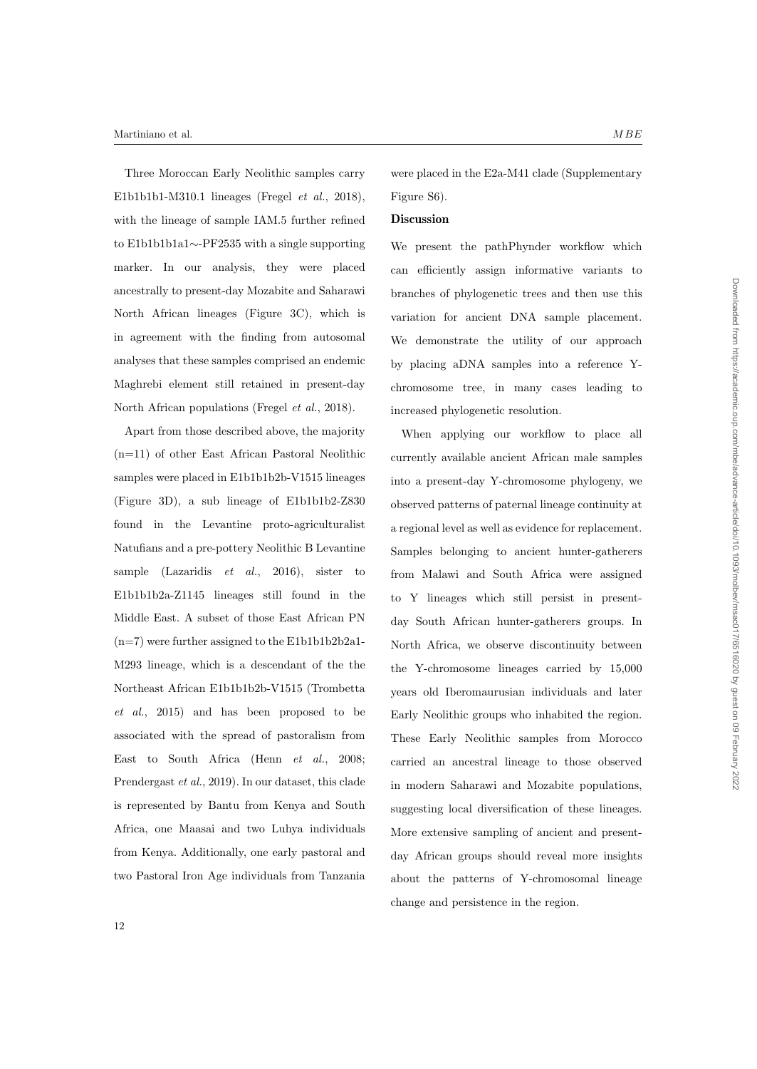Three Moroccan Early Neolithic samples carry E1b1b1b1-M310.1 lineages (Fregel *et al.*, 2018), with the lineage of sample IAM.5 further refined to E1b1b1b1a1∼-PF2535 with a single supporting marker. In our analysis, they were placed ancestrally to present-day Mozabite and Saharawi North African lineages (Figure 3C), which is in agreement with the finding from autosomal analyses that these samples comprised an endemic Maghrebi element still retained in present-day North African populations (Fregel *et al.*, 2018).

Apart from those described above, the majority (n=11) of other East African Pastoral Neolithic samples were placed in E1b1b1b2b-V1515 lineages (Figure 3D), a sub lineage of E1b1b1b2-Z830 found in the Levantine proto-agriculturalist Natufians and a pre-pottery Neolithic B Levantine sample (Lazaridis *et al.*, 2016), sister to E1b1b1b2a-Z1145 lineages still found in the Middle East. A subset of those East African PN (n=7) were further assigned to the E1b1b1b2b2a1-M293 lineage, which is a descendant of the the Northeast African E1b1b1b2b-V1515 (Trombetta *et al.*, 2015) and has been proposed to be associated with the spread of pastoralism from East to South Africa (Henn *et al.*, 2008; Prendergast *et al.*, 2019). In our dataset, this clade is represented by Bantu from Kenya and South Africa, one Maasai and two Luhya individuals from Kenya. Additionally, one early pastoral and two Pastoral Iron Age individuals from Tanzania were placed in the E2a-M41 clade (Supplementary Figure S6).

## Discussion

We present the pathPhynder workflow which can efficiently assign informative variants to branches of phylogenetic trees and then use this variation for ancient DNA sample placement. We demonstrate the utility of our approach by placing aDNA samples into a reference Y-chromosome tree, in many cases leading to increased phylogenetic resolution.

When applying our workflow to place all currently available ancient African male samples into a present-day Y-chromosome phylogeny, we observed patterns of paternal lineage continuity at a regional level as well as evidence for replacement. Samples belonging to ancient hunter-gatherers from Malawi and South Africa were assigned to Y lineages which still persist in present-day South African hunter-gatherers groups. In North Africa, we observe discontinuity between the Y-chromosome lineages carried by 15,000 years old Iberomaurusian individuals and later Early Neolithic groups who inhabited the region. These Early Neolithic samples from Morocco carried an ancestral lineage to those observed in modern Saharawi and Mozabite populations, suggesting local diversification of these lineages. More extensive sampling of ancient and present-day African groups should reveal more insights about the patterns of Y-chromosomal lineage change and persistence in the region.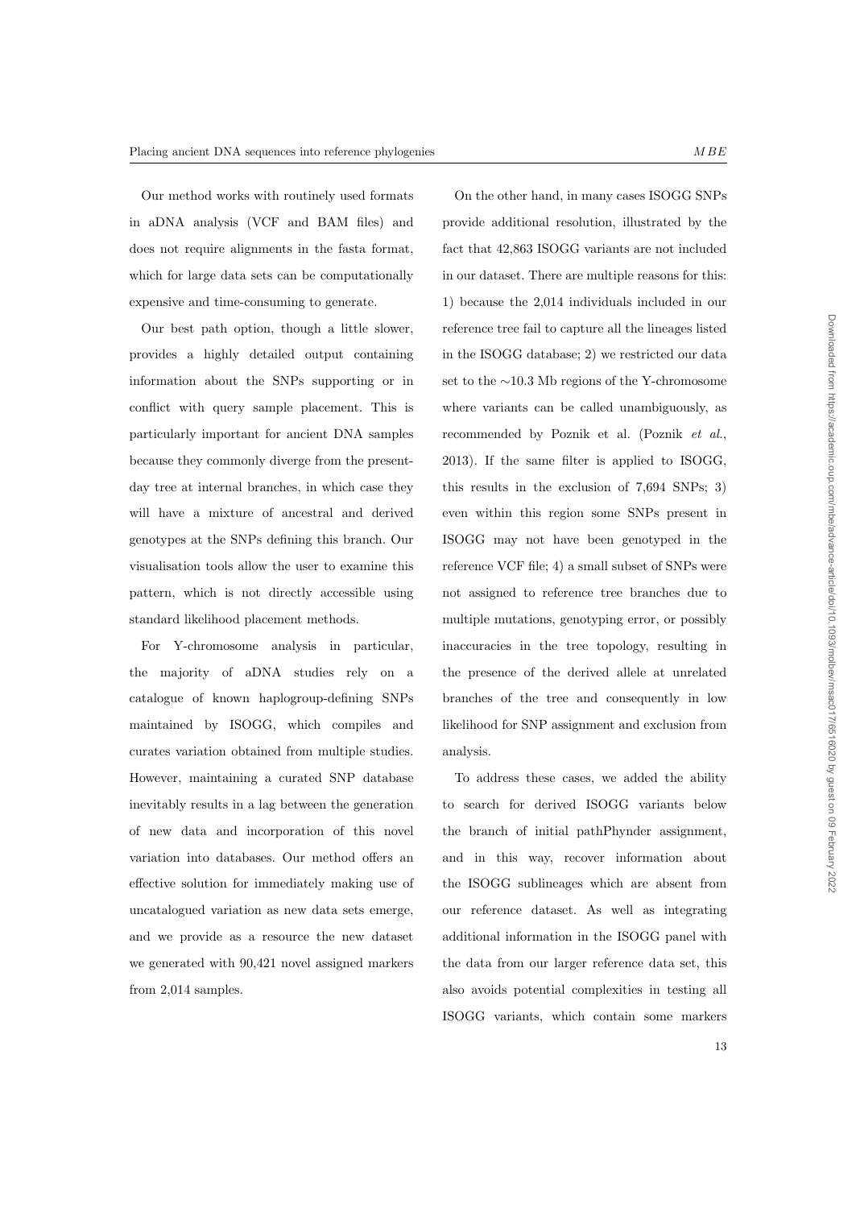Our method works with routinely used formats in aDNA analysis (VCF and BAM files) and does not require alignments in the fasta format, which for large data sets can be computationally expensive and time-consuming to generate.

Our best path option, though a little slower, provides a highly detailed output containing information about the SNPs supporting or in conflict with query sample placement. This is particularly important for ancient DNA samples because they commonly diverge from the present-day tree at internal branches, in which case they will have a mixture of ancestral and derived genotypes at the SNPs defining this branch. Our visualisation tools allow the user to examine this pattern, which is not directly accessible using standard likelihood placement methods.

For Y-chromosome analysis in particular, the majority of aDNA studies rely on a catalogue of known haplogroup-defining SNPs maintained by ISOGG, which compiles and curates variation obtained from multiple studies. However, maintaining a curated SNP database inevitably results in a lag between the generation of new data and incorporation of this novel variation into databases. Our method offers an effective solution for immediately making use of uncatalogued variation as new data sets emerge, and we provide as a resource the new dataset we generated with 90,421 novel assigned markers from 2,014 samples.

On the other hand, in many cases ISOGG SNPs provide additional resolution, illustrated by the fact that 42,863 ISOGG variants are not included in our dataset. There are multiple reasons for this: 1) because the 2,014 individuals included in our reference tree fail to capture all the lineages listed in the ISOGG database; 2) we restricted our data set to the ∼10.3 Mb regions of the Y-chromosome where variants can be called unambiguously, as recommended by Poznik et al. (Poznik *et al.*, 2013). If the same filter is applied to ISOGG, this results in the exclusion of 7,694 SNPs; 3) even within this region some SNPs present in ISOGG may not have been genotyped in the reference VCF file; 4) a small subset of SNPs were not assigned to reference tree branches due to multiple mutations, genotyping error, or possibly inaccuracies in the tree topology, resulting in the presence of the derived allele at unrelated branches of the tree and consequently in low likelihood for SNP assignment and exclusion from analysis.

To address these cases, we added the ability to search for derived ISOGG variants below the branch of initial pathPhynder assignment, and in this way, recover information about the ISOGG sublineages which are absent from our reference dataset. As well as integrating additional information in the ISOGG panel with the data from our larger reference data set, this also avoids potential complexities in testing all ISOGG variants, which contain some markers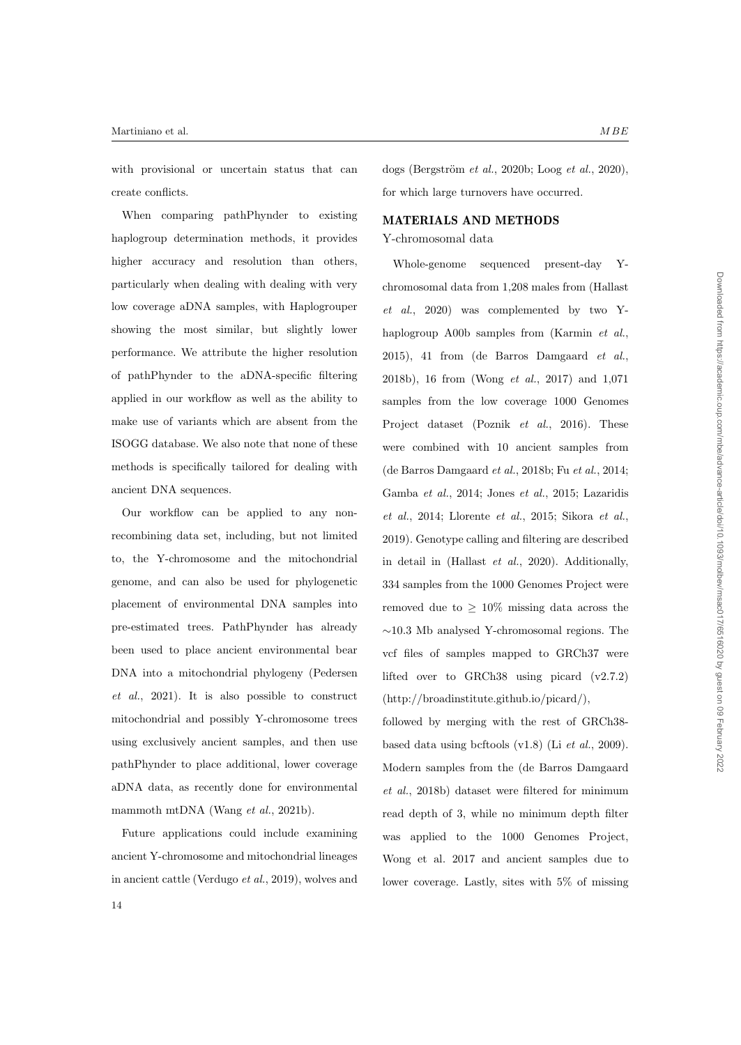with provisional or uncertain status that can create conflicts.

When comparing pathPhynder to existing haplogroup determination methods, it provides higher accuracy and resolution than others, particularly when dealing with dealing with very low coverage aDNA samples, with Haplogrouper showing the most similar, but slightly lower performance. We attribute the higher resolution of pathPhynder to the aDNA-specific filtering applied in our workflow as well as the ability to make use of variants which are absent from the ISOGG database. We also note that none of these methods is specifically tailored for dealing with ancient DNA sequences.

Our workflow can be applied to any non-recombining data set, including, but not limited to, the Y-chromosome and the mitochondrial genome, and can also be used for phylogenetic placement of environmental DNA samples into pre-estimated trees. PathPhynder has already been used to place ancient environmental bear DNA into a mitochondrial phylogeny (Pedersen *et al.*, 2021). It is also possible to construct mitochondrial and possibly Y-chromosome trees using exclusively ancient samples, and then use pathPhynder to place additional, lower coverage aDNA data, as recently done for environmental mammoth mtDNA (Wang *et al.*, 2021b).

Future applications could include examining ancient Y-chromosome and mitochondrial lineages in ancient cattle (Verdugo *et al.*, 2019), wolves and dogs (Bergström *et al.*, 2020b; Loog *et al.*, 2020), for which large turnovers have occurred.

## MATERIALS AND METHODS

### Y-chromosomal data

Whole-genome sequenced present-day Y-chromosomal data from 1,208 males from (Hallast *et al.*, 2020) was complemented by two Y-haplogroup A00b samples from (Karmin *et al.*, 2015), 41 from (de Barros Damgaard *et al.*, 2018b), 16 from (Wong *et al.*, 2017) and 1,071 samples from the low coverage 1000 Genomes Project dataset (Poznik *et al.*, 2016). These were combined with 10 ancient samples from (de Barros Damgaard *et al.*, 2018b; Fu *et al.*, 2014; Gamba *et al.*, 2014; Jones *et al.*, 2015; Lazaridis *et al.*, 2014; Llorente *et al.*, 2015; Sikora *et al.*, 2019). Genotype calling and filtering are described in detail in (Hallast *et al.*, 2020). Additionally, 334 samples from the 1000 Genomes Project were removed due to $\geq 10\%$ missing data across the $\sim$10.3 Mb analysed Y-chromosomal regions. The vcf files of samples mapped to GRCh37 were lifted over to GRCh38 using picard (v2.7.2) (http://broadinstitute.github.io/picard/), followed by merging with the rest of GRCh38-based data using bcftools (v1.8) (Li *et al.*, 2009). Modern samples from the (de Barros Damgaard *et al.*, 2018b) dataset were filtered for minimum read depth of 3, while no minimum depth filter was applied to the 1000 Genomes Project, Wong et al. 2017 and ancient samples due to lower coverage. Lastly, sites with 5% of missing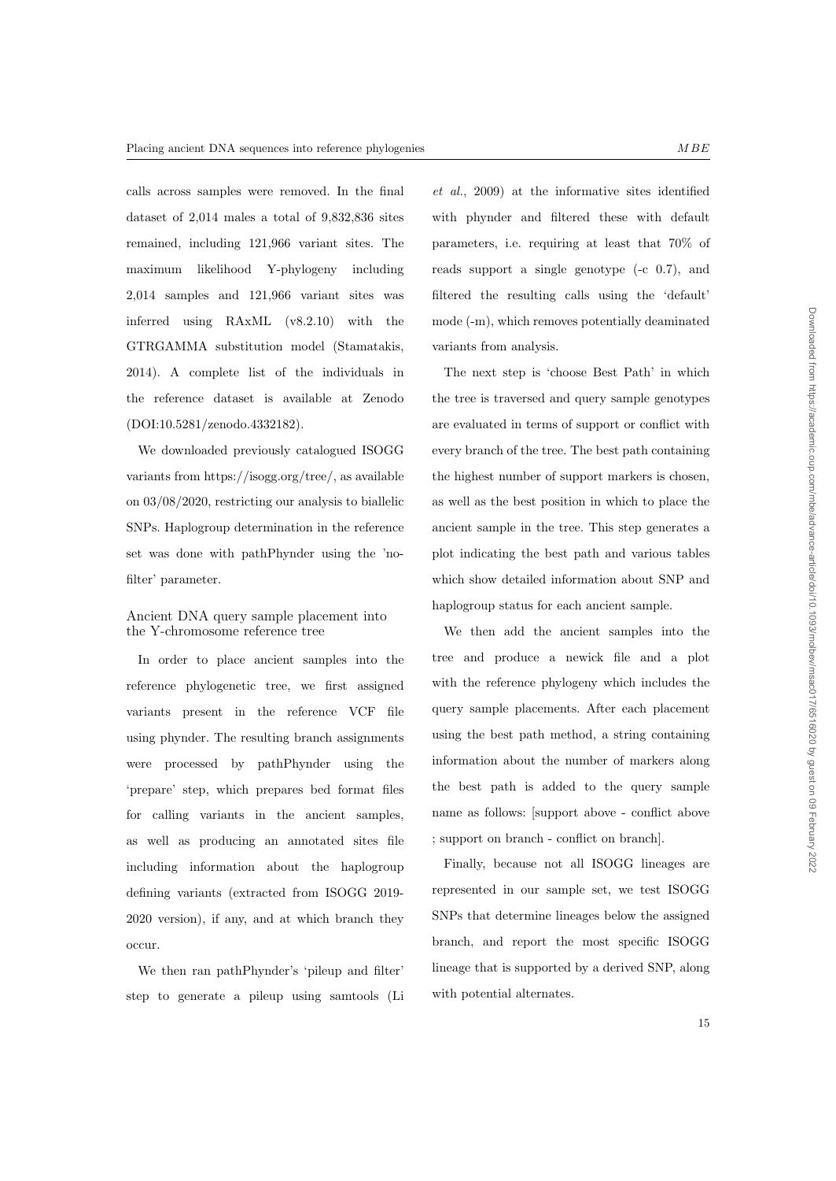calls across samples were removed. In the final dataset of 2,014 males a total of 9,832,836 sites remained, including 121,966 variant sites. The maximum likelihood Y-phylogeny including 2,014 samples and 121,966 variant sites was inferred using RAxML (v8.2.10) with the GTRGAMMA substitution model (Stamatakis, 2014). A complete list of the individuals in the reference dataset is available at Zenodo (DOI:10.5281/zenodo.4332182).

We downloaded previously catalogued ISOGG variants from https://isogg.org/tree/, as available on 03/08/2020, restricting our analysis to biallelic SNPs. Haplogroup determination in the reference set was done with pathPhynder using the 'no-filter' parameter.

### Ancient DNA query sample placement into the Y-chromosome reference tree

In order to place ancient samples into the reference phylogenetic tree, we first assigned variants present in the reference VCF file using phynder. The resulting branch assignments were processed by pathPhynder using the 'prepare' step, which prepares bed format files for calling variants in the ancient samples, as well as producing an annotated sites file including information about the haplogroup defining variants (extracted from ISOGG 2019-2020 version), if any, and at which branch they occur.

We then ran pathPhynder's 'pileup and filter' step to generate a pileup using samtools (Li *et al.*, 2009) at the informative sites identified with phynder and filtered these with default parameters, i.e. requiring at least that 70% of reads support a single genotype (-c 0.7), and filtered the resulting calls using the 'default' mode (-m), which removes potentially deaminated variants from analysis.

The next step is 'choose Best Path' in which the tree is traversed and query sample genotypes are evaluated in terms of support or conflict with every branch of the tree. The best path containing the highest number of support markers is chosen, as well as the best position in which to place the ancient sample in the tree. This step generates a plot indicating the best path and various tables which show detailed information about SNP and haplogroup status for each ancient sample.

We then add the ancient samples into the tree and produce a newick file and a plot with the reference phylogeny which includes the query sample placements. After each placement using the best path method, a string containing information about the number of markers along the best path is added to the query sample name as follows: [support above - conflict above ; support on branch - conflict on branch].

Finally, because not all ISOGG lineages are represented in our sample set, we test ISOGG SNPs that determine lineages below the assigned branch, and report the most specific ISOGG lineage that is supported by a derived SNP, along with potential alternates.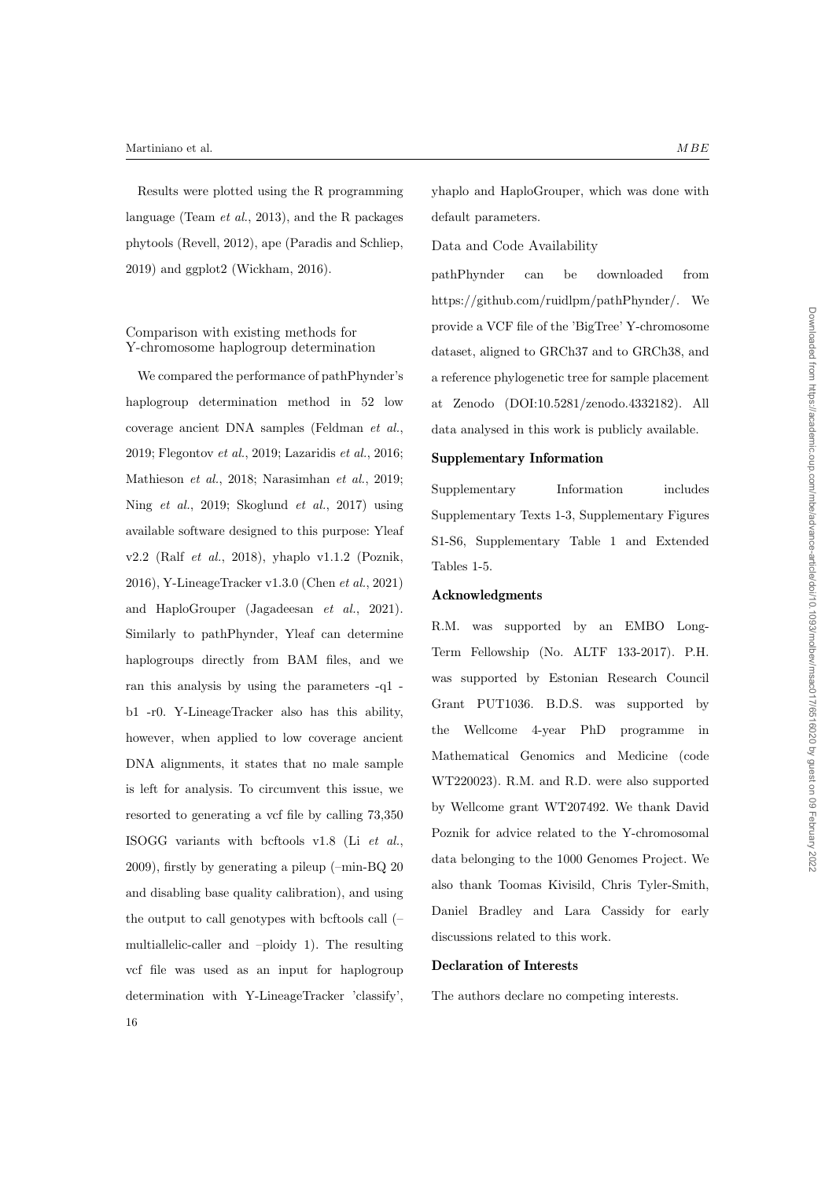Results were plotted using the R programming language (Team *et al.*, 2013), and the R packages phytools (Revell, 2012), ape (Paradis and Schliep, 2019) and ggplot2 (Wickham, 2016).

### Comparison with existing methods for Y-chromosome haplogroup determination

We compared the performance of pathPhynder's haplogroup determination method in 52 low coverage ancient DNA samples (Feldman *et al.*, 2019; Flegontov *et al.*, 2019; Lazaridis *et al.*, 2016; Mathieson *et al.*, 2018; Narasimhan *et al.*, 2019; Ning *et al.*, 2019; Skoglund *et al.*, 2017) using available software designed to this purpose: Yleaf v2.2 (Ralf *et al.*, 2018), yhaplo v1.1.2 (Poznik, 2016), Y-LineageTracker v1.3.0 (Chen *et al.*, 2021) and HaploGrouper (Jagadeesan *et al.*, 2021). Similarly to pathPhynder, Yleaf can determine haplogroups directly from BAM files, and we ran this analysis by using the parameters -q1 -b1 -r0. Y-LineageTracker also has this ability, however, when applied to low coverage ancient DNA alignments, it states that no male sample is left for analysis. To circumvent this issue, we resorted to generating a vcf file by calling 73,350 ISOGG variants with bcftools v1.8 (Li *et al.*, 2009), firstly by generating a pileup (–min-BQ 20 and disabling base quality calibration), and using the output to call genotypes with bcftools call (–multiallelic-caller and –ploidy 1). The resulting vcf file was used as an input for haplogroup determination with Y-LineageTracker 'classify', yhaplo and HaploGrouper, which was done with default parameters.

### Data and Code Availability

pathPhynder can be downloaded from https://github.com/ruidlpm/pathPhynder/. We provide a VCF file of the 'BigTree' Y-chromosome dataset, aligned to GRCh37 and to GRCh38, and a reference phylogenetic tree for sample placement at Zenodo (DOI:10.5281/zenodo.4332182). All data analysed in this work is publicly available.

## Supplementary Information

Supplementary Information includes Supplementary Texts 1-3, Supplementary Figures S1-S6, Supplementary Table 1 and Extended Tables 1-5.

## Acknowledgments

R.M. was supported by an EMBO Long-Term Fellowship (No. ALTF 133-2017). P.H. was supported by Estonian Research Council Grant PUT1036. B.D.S. was supported by the Wellcome 4-year PhD programme in Mathematical Genomics and Medicine (code WT220023). R.M. and R.D. were also supported by Wellcome grant WT207492. We thank David Poznik for advice related to the Y-chromosomal data belonging to the 1000 Genomes Project. We also thank Toomas Kivisild, Chris Tyler-Smith, Daniel Bradley and Lara Cassidy for early discussions related to this work.

## Declaration of Interests

The authors declare no competing interests.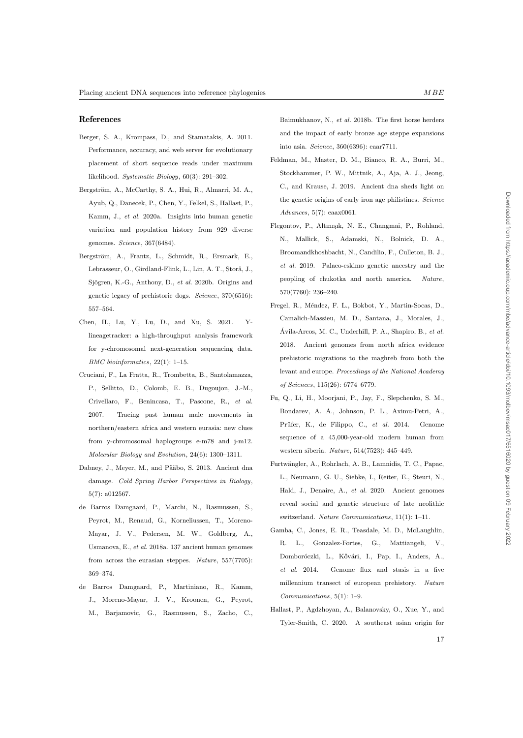## References

Berger, S. A., Krompass, D., and Stamatakis, A. 2011. Performance, accuracy, and web server for evolutionary placement of short sequence reads under maximum likelihood. *Systematic Biology*, 60(3): 291–302.

Bergström, A., McCarthy, S. A., Hui, R., Almarri, M. A., Ayub, Q., Danecek, P., Chen, Y., Felkel, S., Hallast, P., Kamm, J., *et al.* 2020a. Insights into human genetic variation and population history from 929 diverse genomes. *Science*, 367(6484).

Bergström, A., Frantz, L., Schmidt, R., Ersmark, E., Lebrasseur, O., Girdland-Flink, L., Lin, A. T., Storå, J., Sjögren, K.-G., Anthony, D., *et al.* 2020b. Origins and genetic legacy of prehistoric dogs. *Science*, 370(6516): 557–564.

Chen, H., Lu, Y., Lu, D., and Xu, S. 2021. Y-lineagetracker: a high-throughput analysis framework for y-chromosomal next-generation sequencing data. *BMC bioinformatics*, 22(1): 1–15.

Cruciani, F., La Fratta, R., Trombetta, B., Santolamazza, P., Sellitto, D., Colomb, E. B., Dugoujon, J.-M., Crivellaro, F., Benincasa, T., Pascone, R., *et al.* 2007. Tracing past human male movements in northern/eastern africa and western eurasia: new clues from y-chromosomal haplogroups e-m78 and j-m12. *Molecular Biology and Evolution*, 24(6): 1300–1311.

Dabney, J., Meyer, M., and Pääbo, S. 2013. Ancient dna damage. *Cold Spring Harbor Perspectives in Biology*, 5(7): a012567.

de Barros Damgaard, P., Marchi, N., Rasmussen, S., Peyrot, M., Renaud, G., Korneliussen, T., Moreno-Mayar, J. V., Pedersen, M. W., Goldberg, A., Usmanova, E., *et al.* 2018a. 137 ancient human genomes from across the eurasian steppes. *Nature*, 557(7705): 369–374.

de Barros Damgaard, P., Martiniano, R., Kamm, J., Moreno-Mayar, J. V., Kroonen, G., Peyrot, M., Barjamovic, G., Rasmussen, S., Zacho, C., Baimukhanov, N., *et al.* 2018b. The first horse herders and the impact of early bronze age steppe expansions into asia. *Science*, 360(6396): eaar7711.

Feldman, M., Master, D. M., Bianco, R. A., Burri, M., Stockhammer, P. W., Mittnik, A., Aja, A. J., Jeong, C., and Krause, J. 2019. Ancient dna sheds light on the genetic origins of early iron age philistines. *Science Advances*, 5(7): eaax0061.

Flegontov, P., Altınışık, N. E., Changmai, P., Rohland, N., Mallick, S., Adamski, N., Bolnick, D. A., Broomandkhoshbacht, N., Candilio, F., Culleton, B. J., *et al.* 2019. Palaeo-eskimo genetic ancestry and the peopling of chukotka and north america. *Nature*, 570(7760): 236–240.

Fregel, R., Méndez, F. L., Bokbot, Y., Martin-Socas, D., Camalich-Massieu, M. D., Santana, J., Morales, J., Ávila-Arcos, M. C., Underhill, P. A., Shapiro, B., *et al.* 2018. Ancient genomes from north africa evidence prehistoric migrations to the maghreb from both the levant and europe. *Proceedings of the National Academy of Sciences*, 115(26): 6774–6779.

Fu, Q., Li, H., Moorjani, P., Jay, F., Slepchenko, S. M., Bondarev, A. A., Johnson, P. L., Aximu-Petri, A., Prüfer, K., de Filippo, C., *et al.* 2014. Genome sequence of a 45,000-year-old modern human from western siberia. *Nature*, 514(7523): 445–449.

Furtwängler, A., Rohrlach, A. B., Lamnidis, T. C., Papac, L., Neumann, G. U., Siebke, I., Reiter, E., Steuri, N., Hald, J., Denaire, A., *et al.* 2020. Ancient genomes reveal social and genetic structure of late neolithic switzerland. *Nature Communications*, 11(1): 1–11.

Gamba, C., Jones, E. R., Teasdale, M. D., McLaughlin, R. L., Gonzalez-Fortes, G., Mattiangeli, V., Domboróczki, L., Kővári, I., Pap, I., Anders, A., *et al.* 2014. Genome flux and stasis in a five millennium transect of european prehistory. *Nature Communications*, 5(1): 1–9.

Hallast, P., Agdzhoyan, A., Balanovsky, O., Xue, Y., and Tyler-Smith, C. 2020. A southeast asian origin for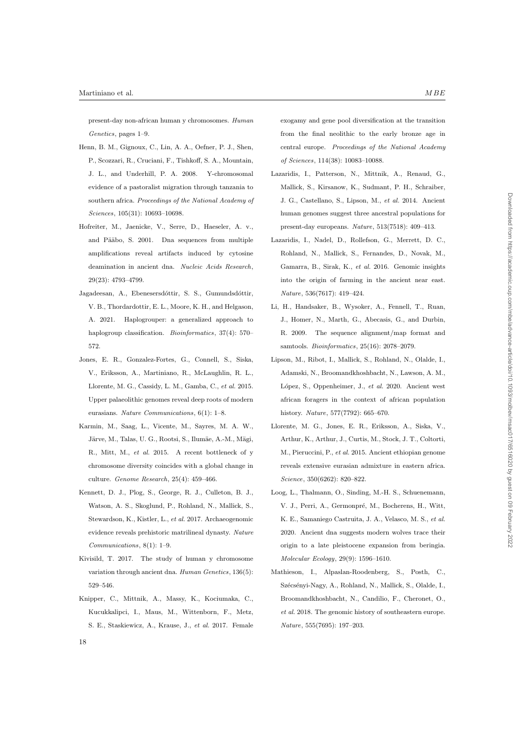present-day non-african human y chromosomes. *Human Genetics*, pages 1–9.

Henn, B. M., Gignoux, C., Lin, A. A., Oefner, P. J., Shen, P., Scozzari, R., Cruciani, F., Tishkoff, S. A., Mountain, J. L., and Underhill, P. A. 2008. Y-chromosomal evidence of a pastoralist migration through tanzania to southern africa. *Proceedings of the National Academy of Sciences*, 105(31): 10693–10698.

Hofreiter, M., Jaenicke, V., Serre, D., Haeseler, A. v., and Pääbo, S. 2001. Dna sequences from multiple amplifications reveal artifacts induced by cytosine deamination in ancient dna. *Nucleic Acids Research*, 29(23): 4793–4799.

Jagadeesan, A., Ebenesersdóttir, S. S., Gumundsdóttir, V. B., Thordardottir, E. L., Moore, K. H., and Helgason, A. 2021. Haplogrouper: a generalized approach to haplogroup classification. *Bioinformatics*, 37(4): 570–572.

Jones, E. R., Gonzalez-Fortes, G., Connell, S., Siska, V., Eriksson, A., Martiniano, R., McLaughlin, R. L., Llorente, M. G., Cassidy, L. M., Gamba, C., *et al.* 2015. Upper palaeolithic genomes reveal deep roots of modern eurasians. *Nature Communications*, 6(1): 1–8.

Karmin, M., Saag, L., Vicente, M., Sayres, M. A. W., Järve, M., Talas, U. G., Rootsi, S., Ilumäe, A.-M., Mägi, R., Mitt, M., *et al.* 2015. A recent bottleneck of y chromosome diversity coincides with a global change in culture. *Genome Research*, 25(4): 459–466.

Kennett, D. J., Plog, S., George, R. J., Culleton, B. J., Watson, A. S., Skoglund, P., Rohland, N., Mallick, S., Stewardson, K., Kistler, L., *et al.* 2017. Archaeogenomic evidence reveals prehistoric matrilineal dynasty. *Nature Communications*, 8(1): 1–9.

Kivisild, T. 2017. The study of human y chromosome variation through ancient dna. *Human Genetics*, 136(5): 529–546.

Knipper, C., Mittnik, A., Massy, K., Kociumaka, C., Kucukkalipci, I., Maus, M., Wittenborn, F., Metz, S. E., Staskiewicz, A., Krause, J., *et al.* 2017. Female exogamy and gene pool diversification at the transition from the final neolithic to the early bronze age in central europe. *Proceedings of the National Academy of Sciences*, 114(38): 10083–10088.

Lazaridis, I., Patterson, N., Mittnik, A., Renaud, G., Mallick, S., Kirsanow, K., Sudmant, P. H., Schraiber, J. G., Castellano, S., Lipson, M., *et al.* 2014. Ancient human genomes suggest three ancestral populations for present-day europeans. *Nature*, 513(7518): 409–413.

Lazaridis, I., Nadel, D., Rollefson, G., Merrett, D. C., Rohland, N., Mallick, S., Fernandes, D., Novak, M., Gamarra, B., Sirak, K., *et al.* 2016. Genomic insights into the origin of farming in the ancient near east. *Nature*, 536(7617): 419–424.

Li, H., Handsaker, B., Wysoker, A., Fennell, T., Ruan, J., Homer, N., Marth, G., Abecasis, G., and Durbin, R. 2009. The sequence alignment/map format and samtools. *Bioinformatics*, 25(16): 2078–2079.

Lipson, M., Ribot, I., Mallick, S., Rohland, N., Olalde, I., Adamski, N., Broomandkhoshbacht, N., Lawson, A. M., López, S., Oppenheimer, J., *et al.* 2020. Ancient west african foragers in the context of african population history. *Nature*, 577(7792): 665–670.

Llorente, M. G., Jones, E. R., Eriksson, A., Siska, V., Arthur, K., Arthur, J., Curtis, M., Stock, J. T., Coltorti, M., Pieruccini, P., *et al.* 2015. Ancient ethiopian genome reveals extensive eurasian admixture in eastern africa. *Science*, 350(6262): 820–822.

Loog, L., Thalmann, O., Sinding, M.-H. S., Schuenemann, V. J., Perri, A., Germonpré, M., Bocherens, H., Witt, K. E., Samaniego Castruita, J. A., Velasco, M. S., *et al.* 2020. Ancient dna suggests modern wolves trace their origin to a late pleistocene expansion from beringia. *Molecular Ecology*, 29(9): 1596–1610.

Mathieson, I., Alpaslan-Roodenberg, S., Posth, C., Szécsényi-Nagy, A., Rohland, N., Mallick, S., Olalde, I., Broomandkhoshbacht, N., Candilio, F., Cheronet, O., *et al.* 2018. The genomic history of southeastern europe. *Nature*, 555(7695): 197–203.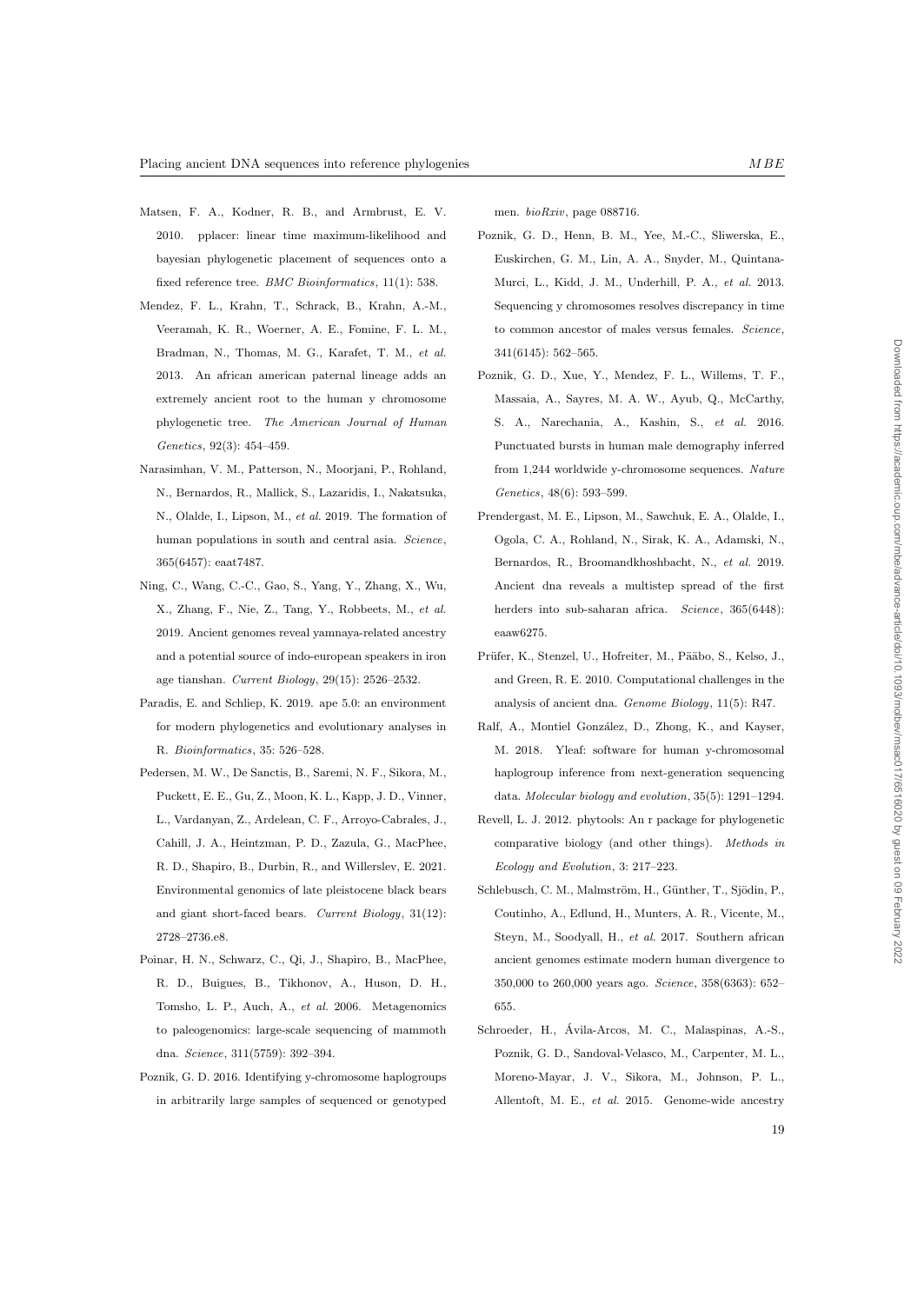Matsen, F. A., Kodner, R. B., and Armbrust, E. V. 2010. pplacer: linear time maximum-likelihood and bayesian phylogenetic placement of sequences onto a fixed reference tree. *BMC Bioinformatics*, 11(1): 538.

Mendez, F. L., Krahn, T., Schrack, B., Krahn, A.-M., Veeramah, K. R., Woerner, A. E., Fomine, F. L. M., Bradman, N., Thomas, M. G., Karafet, T. M., *et al.* 2013. An african american paternal lineage adds an extremely ancient root to the human y chromosome phylogenetic tree. *The American Journal of Human Genetics*, 92(3): 454–459.

Narasimhan, V. M., Patterson, N., Moorjani, P., Rohland, N., Bernardos, R., Mallick, S., Lazaridis, I., Nakatsuka, N., Olalde, I., Lipson, M., *et al.* 2019. The formation of human populations in south and central asia. *Science*, 365(6457): eaat7487.

Ning, C., Wang, C.-C., Gao, S., Yang, Y., Zhang, X., Wu, X., Zhang, F., Nie, Z., Tang, Y., Robbeets, M., *et al.* 2019. Ancient genomes reveal yamnaya-related ancestry and a potential source of indo-european speakers in iron age tianshan. *Current Biology*, 29(15): 2526–2532.

Paradis, E. and Schliep, K. 2019. ape 5.0: an environment for modern phylogenetics and evolutionary analyses in R. *Bioinformatics*, 35: 526–528.

Pedersen, M. W., De Sanctis, B., Saremi, N. F., Sikora, M., Puckett, E. E., Gu, Z., Moon, K. L., Kapp, J. D., Vinner, L., Vardanyan, Z., Ardelean, C. F., Arroyo-Cabrales, J., Cahill, J. A., Heintzman, P. D., Zazula, G., MacPhee, R. D., Shapiro, B., Durbin, R., and Willerslev, E. 2021. Environmental genomics of late pleistocene black bears and giant short-faced bears. *Current Biology*, 31(12): 2728–2736.e8.

Poinar, H. N., Schwarz, C., Qi, J., Shapiro, B., MacPhee, R. D., Buigues, B., Tikhonov, A., Huson, D. H., Tomsho, L. P., Auch, A., *et al.* 2006. Metagenomics to paleogenomics: large-scale sequencing of mammoth dna. *Science*, 311(5759): 392–394.

Poznik, G. D. 2016. Identifying y-chromosome haplogroups in arbitrarily large samples of sequenced or genotyped men. *bioRxiv*, page 088716.

Poznik, G. D., Henn, B. M., Yee, M.-C., Sliwerska, E., Euskirchen, G. M., Lin, A. A., Snyder, M., Quintana-Murci, L., Kidd, J. M., Underhill, P. A., *et al.* 2013. Sequencing y chromosomes resolves discrepancy in time to common ancestor of males versus females. *Science*, 341(6145): 562–565.

Poznik, G. D., Xue, Y., Mendez, F. L., Willems, T. F., Massaia, A., Sayres, M. A. W., Ayub, Q., McCarthy, S. A., Narechania, A., Kashin, S., *et al.* 2016. Punctuated bursts in human male demography inferred from 1,244 worldwide y-chromosome sequences. *Nature Genetics*, 48(6): 593–599.

Prendergast, M. E., Lipson, M., Sawchuk, E. A., Olalde, I., Ogola, C. A., Rohland, N., Sirak, K. A., Adamski, N., Bernardos, R., Broomandkhoshbacht, N., *et al.* 2019. Ancient dna reveals a multistep spread of the first herders into sub-saharan africa. *Science*, 365(6448): eaaw6275.

Prüfer, K., Stenzel, U., Hofreiter, M., Pääbo, S., Kelso, J., and Green, R. E. 2010. Computational challenges in the analysis of ancient dna. *Genome Biology*, 11(5): R47.

Ralf, A., Montiel González, D., Zhong, K., and Kayser, M. 2018. Yleaf: software for human y-chromosomal haplogroup inference from next-generation sequencing data. *Molecular biology and evolution*, 35(5): 1291–1294.

Revell, L. J. 2012. phytools: An r package for phylogenetic comparative biology (and other things). *Methods in Ecology and Evolution*, 3: 217–223.

Schlebusch, C. M., Malmström, H., Günther, T., Sjödin, P., Coutinho, A., Edlund, H., Munters, A. R., Vicente, M., Steyn, M., Soodyall, H., *et al.* 2017. Southern african ancient genomes estimate modern human divergence to 350,000 to 260,000 years ago. *Science*, 358(6363): 652–655.

Schroeder, H., Ávila-Arcos, M. C., Malaspinas, A.-S., Poznik, G. D., Sandoval-Velasco, M., Carpenter, M. L., Moreno-Mayar, J. V., Sikora, M., Johnson, P. L., Allentoft, M. E., *et al.* 2015. Genome-wide ancestry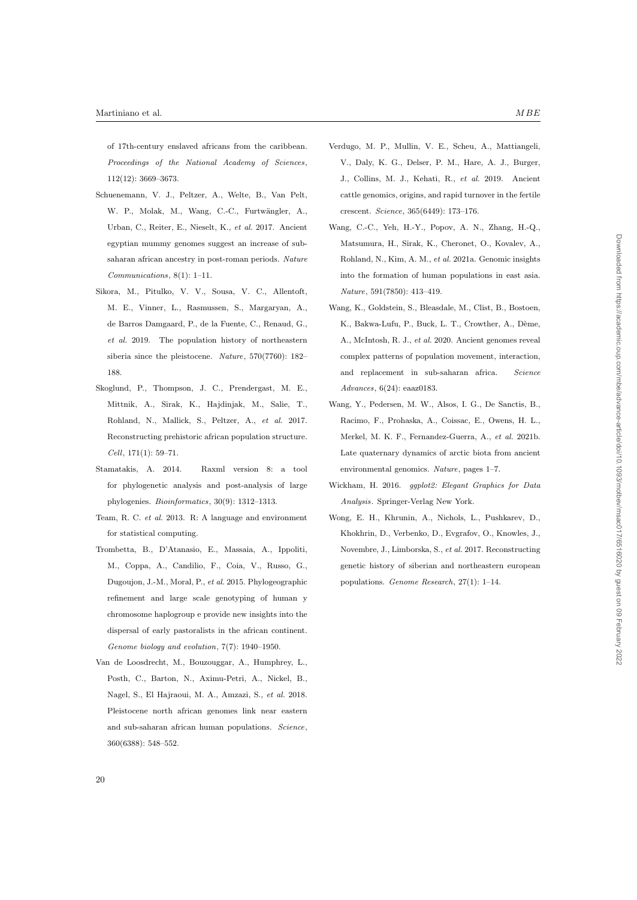of 17th-century enslaved africans from the caribbean. *Proceedings of the National Academy of Sciences*, 112(12): 3669–3673.

Schuenemann, V. J., Peltzer, A., Welte, B., Van Pelt, W. P., Molak, M., Wang, C.-C., Furtwängler, A., Urban, C., Reiter, E., Nieselt, K., *et al.* 2017. Ancient egyptian mummy genomes suggest an increase of sub-saharan african ancestry in post-roman periods. *Nature Communications*, 8(1): 1–11.

Sikora, M., Pitulko, V. V., Sousa, V. C., Allentoft, M. E., Vinner, L., Rasmussen, S., Margaryan, A., de Barros Damgaard, P., de la Fuente, C., Renaud, G., *et al.* 2019. The population history of northeastern siberia since the pleistocene. *Nature*, 570(7760): 182–188.

Skoglund, P., Thompson, J. C., Prendergast, M. E., Mittnik, A., Sirak, K., Hajdinjak, M., Salie, T., Rohland, N., Mallick, S., Peltzer, A., *et al.* 2017. Reconstructing prehistoric african population structure. *Cell*, 171(1): 59–71.

Stamatakis, A. 2014. Raxml version 8: a tool for phylogenetic analysis and post-analysis of large phylogenies. *Bioinformatics*, 30(9): 1312–1313.

Team, R. C. *et al.* 2013. R: A language and environment for statistical computing.

Trombetta, B., D'Atanasio, E., Massaia, A., Ippoliti, M., Coppa, A., Candilio, F., Coia, V., Russo, G., Dugoujon, J.-M., Moral, P., *et al.* 2015. Phylogeographic refinement and large scale genotyping of human y chromosome haplogroup e provide new insights into the dispersal of early pastoralists in the african continent. *Genome biology and evolution*, 7(7): 1940–1950.

Van de Loosdrecht, M., Bouzouggar, A., Humphrey, L., Posth, C., Barton, N., Aximu-Petri, A., Nickel, B., Nagel, S., El Hajraoui, M. A., Amzazi, S., *et al.* 2018. Pleistocene north african genomes link near eastern and sub-saharan african human populations. *Science*, 360(6388): 548–552.

Verdugo, M. P., Mullin, V. E., Scheu, A., Mattiangeli, V., Daly, K. G., Delser, P. M., Hare, A. J., Burger, J., Collins, M. J., Kehati, R., *et al.* 2019. Ancient cattle genomics, origins, and rapid turnover in the fertile crescent. *Science*, 365(6449): 173–176.

Wang, C.-C., Yeh, H.-Y., Popov, A. N., Zhang, H.-Q., Matsumura, H., Sirak, K., Cheronet, O., Kovalev, A., Rohland, N., Kim, A. M., *et al.* 2021a. Genomic insights into the formation of human populations in east asia. *Nature*, 591(7850): 413–419.

Wang, K., Goldstein, S., Bleasdale, M., Clist, B., Bostoen, K., Bakwa-Lufu, P., Buck, L. T., Crowther, A., Dème, A., McIntosh, R. J., *et al.* 2020. Ancient genomes reveal complex patterns of population movement, interaction, and replacement in sub-saharan africa. *Science Advances*, 6(24): eaaz0183.

Wang, Y., Pedersen, M. W., Alsos, I. G., De Sanctis, B., Racimo, F., Prohaska, A., Coissac, E., Owens, H. L., Merkel, M. K. F., Fernandez-Guerra, A., *et al.* 2021b. Late quaternary dynamics of arctic biota from ancient environmental genomics. *Nature*, pages 1–7.

Wickham, H. 2016. *ggplot2: Elegant Graphics for Data Analysis*. Springer-Verlag New York.

Wong, E. H., Khrunin, A., Nichols, L., Pushkarev, D., Khokhrin, D., Verbenko, D., Evgrafov, O., Knowles, J., Novembre, J., Limborska, S., *et al.* 2017. Reconstructing genetic history of siberian and northeastern european populations. *Genome Research*, 27(1): 1–14.